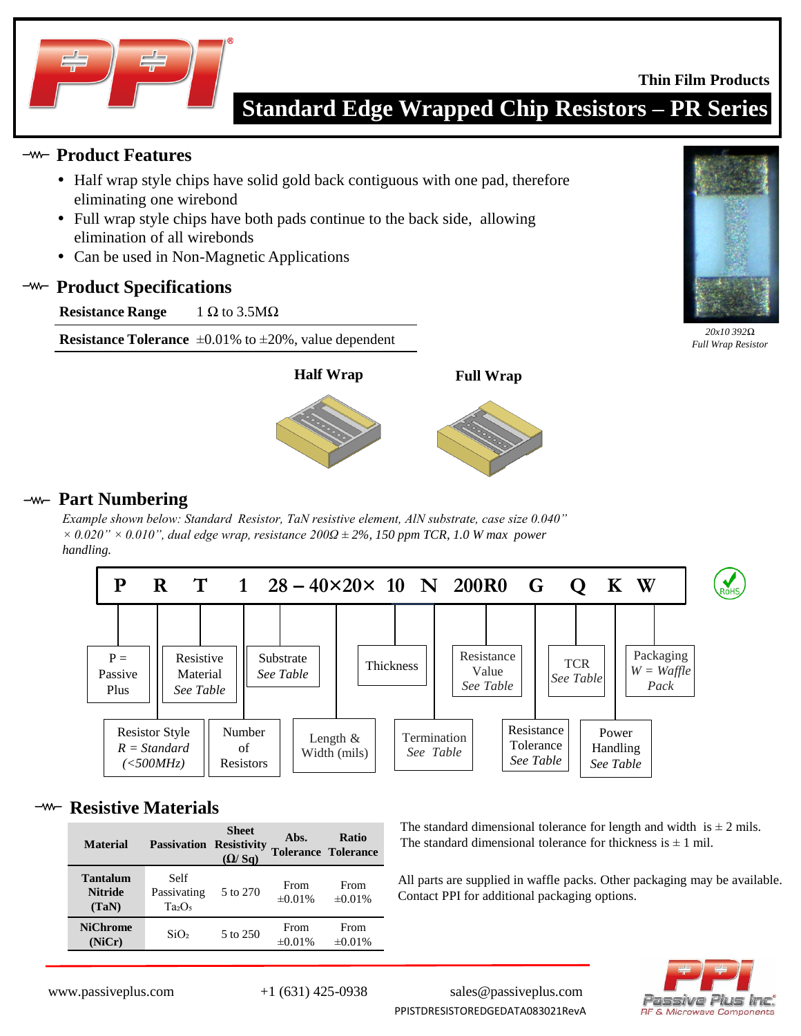Thin Film Products

# Standard Edge Wrapped Chip Resistors – PR Series

## Product Features

- Half wrap style chips have solid gold back contiguous with one pad, therefore eliminating one wirebond
- Full wrap style chips have both pads continue to the back side, allowing elimination of all wirebonds
- Can be used in Non-Magnetic Applications

*20x10 392Ω Full Wrap Resistor*

## Product Specifications

| | |
|---|---|
| **Resistance Range** | 1 Ω to 3.5MΩ |
| **Resistance Tolerance** | ±0.01% to ±20%, value dependent |

**Half Wrap** **Full Wrap**

## Part Numbering

*Example shown below: Standard Resistor, TaN resistive element, AlN substrate, case size 0.040” × 0.020” × 0.010”, dual edge wrap, resistance 200Ω ± 2%, 150 ppm TCR, 1.0 W max power handling.*

**P R T 1 28 – 40×20× 10 N 200R0 G Q K W**

- P = Passive Plus
- R = Resistor Style: *R = Standard (<500MHz)*
- T = Resistive Material: *See Table*
- 1 = Number of Resistors
- 28 = Substrate: *See Table*
- 40×20 = Length & Width (mils)
- 10 = Thickness
- N = Termination: *See Table*
- 200R0 = Resistance Value: *See Table*
- G = Resistance Tolerance: *See Table*
- Q = TCR: *See Table*
- K = Power Handling: *See Table*
- W = Packaging: *W = Waffle Pack*

RoHS

## Resistive Materials

| Material | Passivation | Sheet Resistivity (Ω/ Sq) | Abs. Tolerance | Ratio Tolerance |
|---|---|---|---|---|
| **Tantalum Nitride (TaN)** | Self Passivating $Ta_2O_5$ | 5 to 270 | From ±0.01% | From ±0.01% |
| **NiChrome (NiCr)** | $SiO_2$ | 5 to 250 | From ±0.01% | From ±0.01% |

The standard dimensional tolerance for length and width is ± 2 mils.
The standard dimensional tolerance for thickness is ± 1 mil.

All parts are supplied in waffle packs. Other packaging may be available. Contact PPI for additional packaging options.

www.passiveplus.com +1 (631) 425-0938 sales@passiveplus.com

PPISTDRESISTOREDGEDATA083021RevA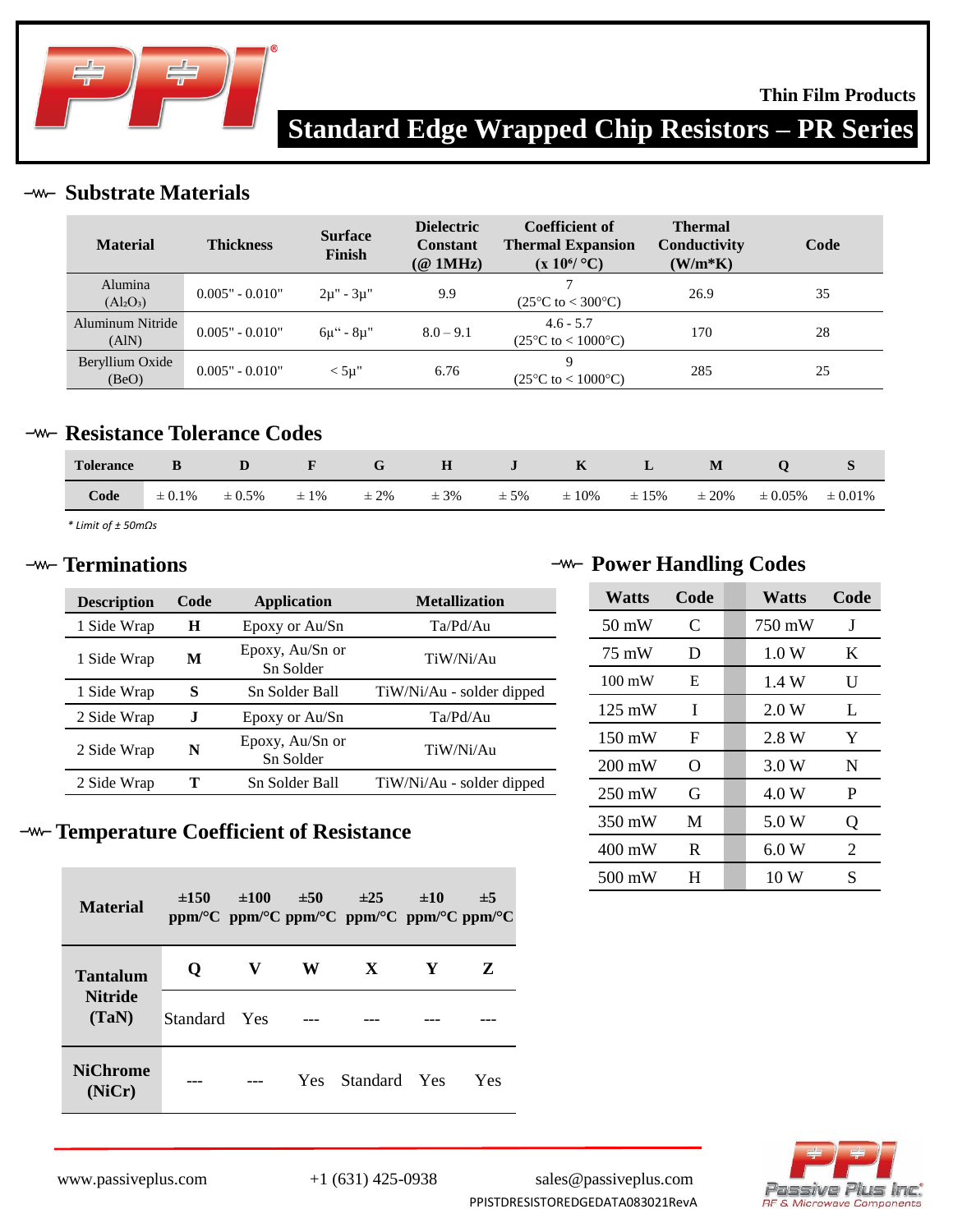Thin Film Products

# Standard Edge Wrapped Chip Resistors – PR Series

## Substrate Materials

| Material | Thickness | Surface Finish | Dielectric Constant (@ 1MHz) | Coefficient of Thermal Expansion (x $10^6$/ °C) | Thermal Conductivity (W/m*K) | Code |
|---|---|---|---|---|---|---|
| Alumina ($Al_2O_3$) | 0.005" - 0.010" | 2µ" - 3µ" | 9.9 | 7 (25°C to < 300°C) | 26.9 | 35 |
| Aluminum Nitride (AlN) | 0.005" - 0.010" | 6µ" - 8µ" | 8.0 – 9.1 | 4.6 - 5.7 (25°C to < 1000°C) | 170 | 28 |
| Beryllium Oxide (BeO) | 0.005" - 0.010" | < 5µ" | 6.76 | 9 (25°C to < 1000°C) | 285 | 25 |

## Resistance Tolerance Codes

| Tolerance | B | D | F | G | H | J | K | L | M | Q | S |
|---|---|---|---|---|---|---|---|---|---|---|---|
| Code | ± 0.1% | ± 0.5% | ± 1% | ± 2% | ± 3% | ± 5% | ± 10% | ± 15% | ± 20% | ± 0.05% | ± 0.01% |

*\* Limit of ± 50mΩs*

## Terminations

| Description | Code | Application | Metallization |
|---|---|---|---|
| 1 Side Wrap | **H** | Epoxy or Au/Sn | Ta/Pd/Au |
| 1 Side Wrap | **M** | Epoxy, Au/Sn or Sn Solder | TiW/Ni/Au |
| 1 Side Wrap | **S** | Sn Solder Ball | TiW/Ni/Au - solder dipped |
| 2 Side Wrap | **J** | Epoxy or Au/Sn | Ta/Pd/Au |
| 2 Side Wrap | **N** | Epoxy, Au/Sn or Sn Solder | TiW/Ni/Au |
| 2 Side Wrap | **T** | Sn Solder Ball | TiW/Ni/Au - solder dipped |

## Power Handling Codes

| Watts | Code | Watts | Code |
|---|---|---|---|
| 50 mW | C | 750 mW | J |
| 75 mW | D | 1.0 W | K |
| 100 mW | E | 1.4 W | U |
| 125 mW | I | 2.0 W | L |
| 150 mW | F | 2.8 W | Y |
| 200 mW | O | 3.0 W | N |
| 250 mW | G | 4.0 W | P |
| 350 mW | M | 5.0 W | Q |
| 400 mW | R | 6.0 W | 2 |
| 500 mW | H | 10 W | S |

## Temperature Coefficient of Resistance

| Material | ±150 ppm/°C | ±100 ppm/°C | ±50 ppm/°C | ±25 ppm/°C | ±10 ppm/°C | ±5 ppm/°C |
|---|---|---|---|---|---|---|
| Tantalum Nitride (TaN) | **Q** | **V** | **W** | **X** | **Y** | **Z** |
| | Standard | Yes | --- | --- | --- | --- |
| NiChrome (NiCr) | --- | --- | Yes | Standard | Yes | Yes |

www.passiveplus.com +1 (631) 425-0938 sales@passiveplus.com

PPISTDRESISTOREDGEDATA083021RevA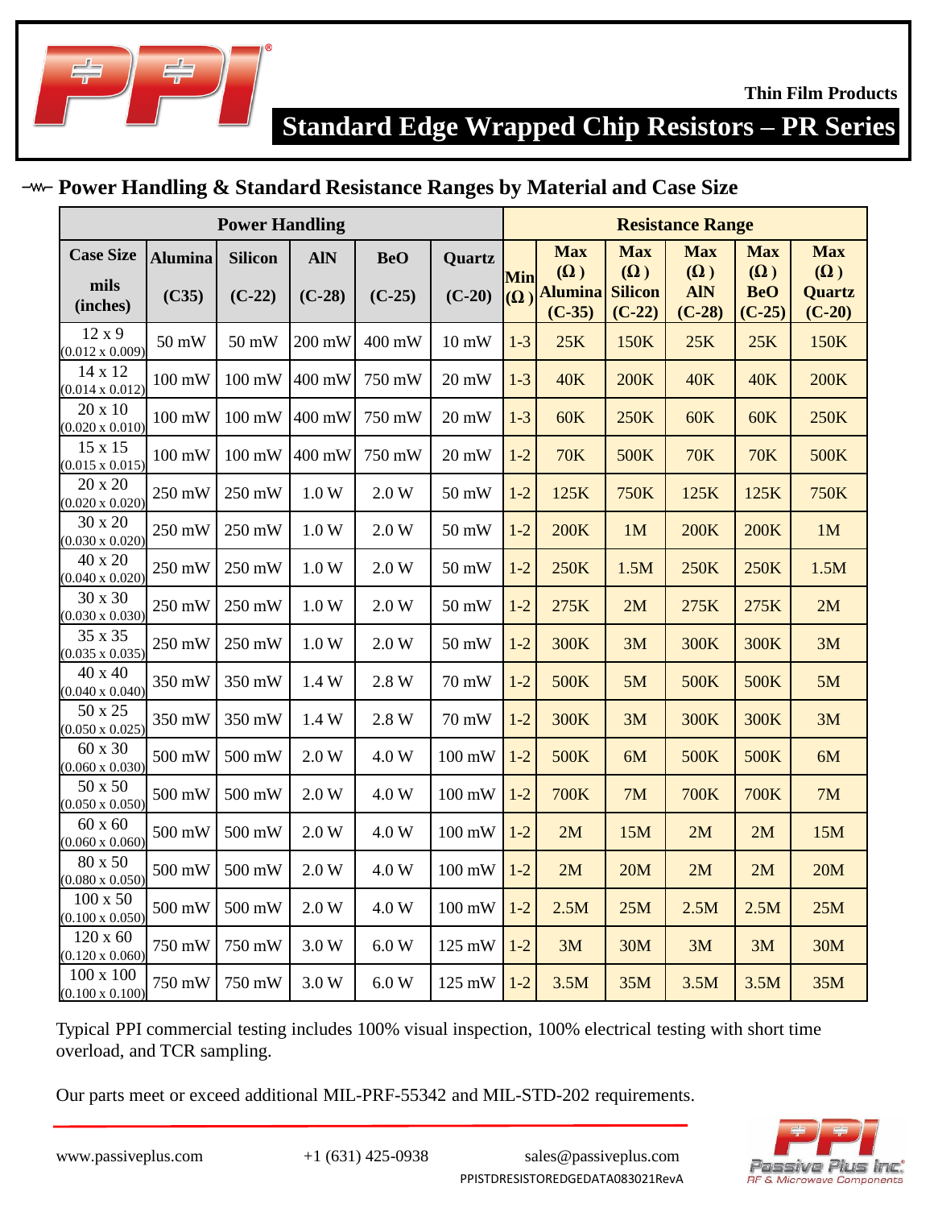Thin Film Products

# Standard Edge Wrapped Chip Resistors – PR Series

## Power Handling & Standard Resistance Ranges by Material and Case Size

| Power Handling | | | | | | Resistance Range | | | | | |
|---|---|---|---|---|---|---|---|---|---|---|---|
| Case Size mils (inches) | Alumina (C35) | Silicon (C-22) | AlN (C-28) | BeO (C-25) | Quartz (C-20) | Min (Ω) | Max (Ω) Alumina (C-35) | Max (Ω) Silicon (C-22) | Max (Ω) AlN (C-28) | Max (Ω) BeO (C-25) | Max (Ω) Quartz (C-20) |
| 12 x 9 (0.012 x 0.009) | 50 mW | 50 mW | 200 mW | 400 mW | 10 mW | 1-3 | 25K | 150K | 25K | 25K | 150K |
| 14 x 12 (0.014 x 0.012) | 100 mW | 100 mW | 400 mW | 750 mW | 20 mW | 1-3 | 40K | 200K | 40K | 40K | 200K |
| 20 x 10 (0.020 x 0.010) | 100 mW | 100 mW | 400 mW | 750 mW | 20 mW | 1-3 | 60K | 250K | 60K | 60K | 250K |
| 15 x 15 (0.015 x 0.015) | 100 mW | 100 mW | 400 mW | 750 mW | 20 mW | 1-2 | 70K | 500K | 70K | 70K | 500K |
| 20 x 20 (0.020 x 0.020) | 250 mW | 250 mW | 1.0 W | 2.0 W | 50 mW | 1-2 | 125K | 750K | 125K | 125K | 750K |
| 30 x 20 (0.030 x 0.020) | 250 mW | 250 mW | 1.0 W | 2.0 W | 50 mW | 1-2 | 200K | 1M | 200K | 200K | 1M |
| 40 x 20 (0.040 x 0.020) | 250 mW | 250 mW | 1.0 W | 2.0 W | 50 mW | 1-2 | 250K | 1.5M | 250K | 250K | 1.5M |
| 30 x 30 (0.030 x 0.030) | 250 mW | 250 mW | 1.0 W | 2.0 W | 50 mW | 1-2 | 275K | 2M | 275K | 275K | 2M |
| 35 x 35 (0.035 x 0.035) | 250 mW | 250 mW | 1.0 W | 2.0 W | 50 mW | 1-2 | 300K | 3M | 300K | 300K | 3M |
| 40 x 40 (0.040 x 0.040) | 350 mW | 350 mW | 1.4 W | 2.8 W | 70 mW | 1-2 | 500K | 5M | 500K | 500K | 5M |
| 50 x 25 (0.050 x 0.025) | 350 mW | 350 mW | 1.4 W | 2.8 W | 70 mW | 1-2 | 300K | 3M | 300K | 300K | 3M |
| 60 x 30 (0.060 x 0.030) | 500 mW | 500 mW | 2.0 W | 4.0 W | 100 mW | 1-2 | 500K | 6M | 500K | 500K | 6M |
| 50 x 50 (0.050 x 0.050) | 500 mW | 500 mW | 2.0 W | 4.0 W | 100 mW | 1-2 | 700K | 7M | 700K | 700K | 7M |
| 60 x 60 (0.060 x 0.060) | 500 mW | 500 mW | 2.0 W | 4.0 W | 100 mW | 1-2 | 2M | 15M | 2M | 2M | 15M |
| 80 x 50 (0.080 x 0.050) | 500 mW | 500 mW | 2.0 W | 4.0 W | 100 mW | 1-2 | 2M | 20M | 2M | 2M | 20M |
| 100 x 50 (0.100 x 0.050) | 500 mW | 500 mW | 2.0 W | 4.0 W | 100 mW | 1-2 | 2.5M | 25M | 2.5M | 2.5M | 25M |
| 120 x 60 (0.120 x 0.060) | 750 mW | 750 mW | 3.0 W | 6.0 W | 125 mW | 1-2 | 3M | 30M | 3M | 3M | 30M |
| 100 x 100 (0.100 x 0.100) | 750 mW | 750 mW | 3.0 W | 6.0 W | 125 mW | 1-2 | 3.5M | 35M | 3.5M | 3.5M | 35M |

Typical PPI commercial testing includes 100% visual inspection, 100% electrical testing with short time overload, and TCR sampling.

Our parts meet or exceed additional MIL-PRF-55342 and MIL-STD-202 requirements.

www.passiveplus.com  +1 (631) 425-0938  sales@passiveplus.com

PPISTDRESISTOREDGEDATA083021RevA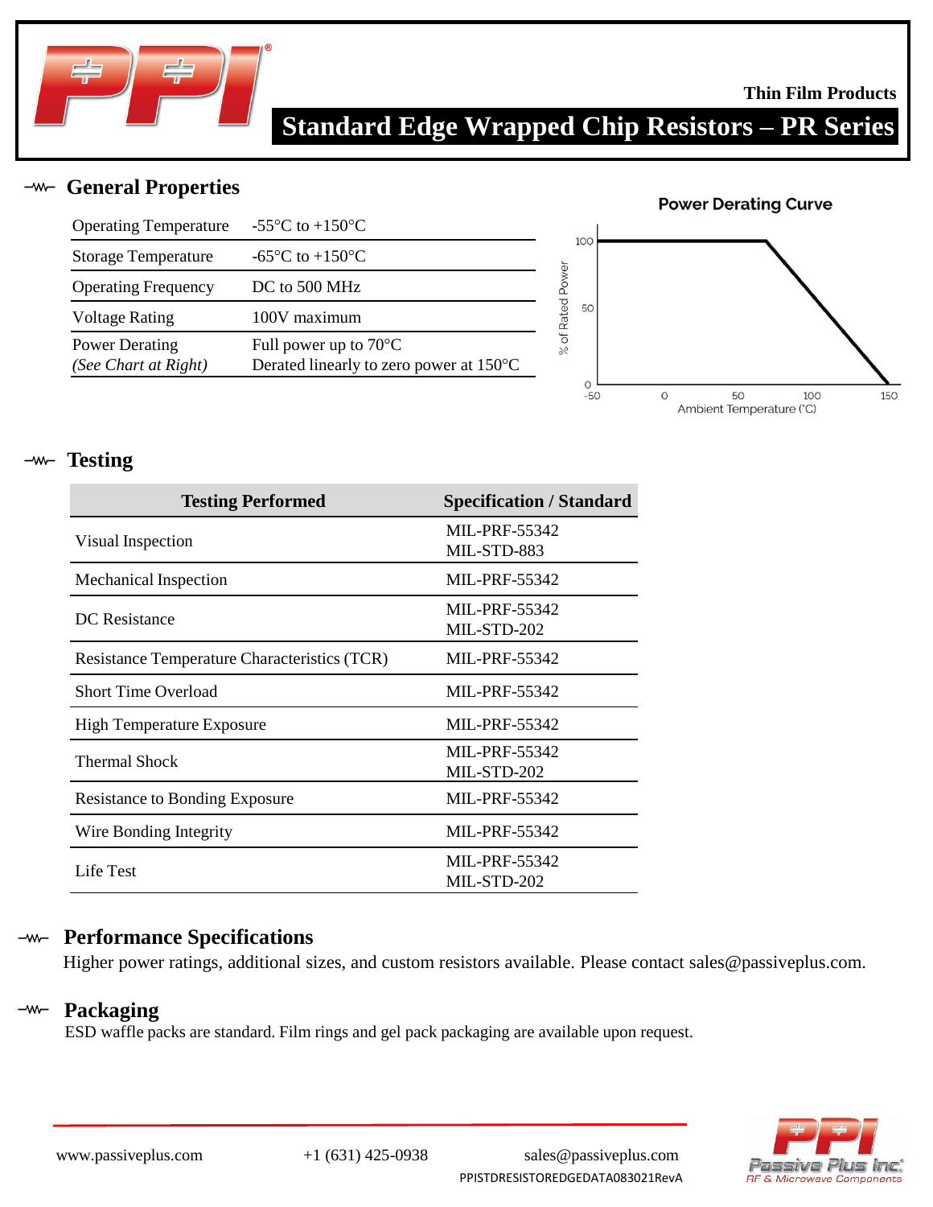Thin Film Products

# Standard Edge Wrapped Chip Resistors – PR Series

## General Properties

| | |
|---|---|
| Operating Temperature | -55°C to +150°C |
| Storage Temperature | -65°C to +150°C |
| Operating Frequency | DC to 500 MHz |
| Voltage Rating | 100V maximum |
| Power Derating *(See Chart at Right)* | Full power up to 70°C Derated linearly to zero power at 150°C |

Power Derating Curve

100
50
0
% of Rated Power
-50
0
50
100
150
Ambient Temperature (°C)

## Testing

| Testing Performed | Specification / Standard |
|---|---|
| Visual Inspection | MIL-PRF-55342 MIL-STD-883 |
| Mechanical Inspection | MIL-PRF-55342 |
| DC Resistance | MIL-PRF-55342 MIL-STD-202 |
| Resistance Temperature Characteristics (TCR) | MIL-PRF-55342 |
| Short Time Overload | MIL-PRF-55342 |
| High Temperature Exposure | MIL-PRF-55342 |
| Thermal Shock | MIL-PRF-55342 MIL-STD-202 |
| Resistance to Bonding Exposure | MIL-PRF-55342 |
| Wire Bonding Integrity | MIL-PRF-55342 |
| Life Test | MIL-PRF-55342 MIL-STD-202 |

## Performance Specifications

Higher power ratings, additional sizes, and custom resistors available. Please contact sales@passiveplus.com.

## Packaging

ESD waffle packs are standard. Film rings and gel pack packaging are available upon request.

www.passiveplus.com +1 (631) 425-0938 sales@passiveplus.com

PPISTDRESISTOREDGEDATA083021RevA